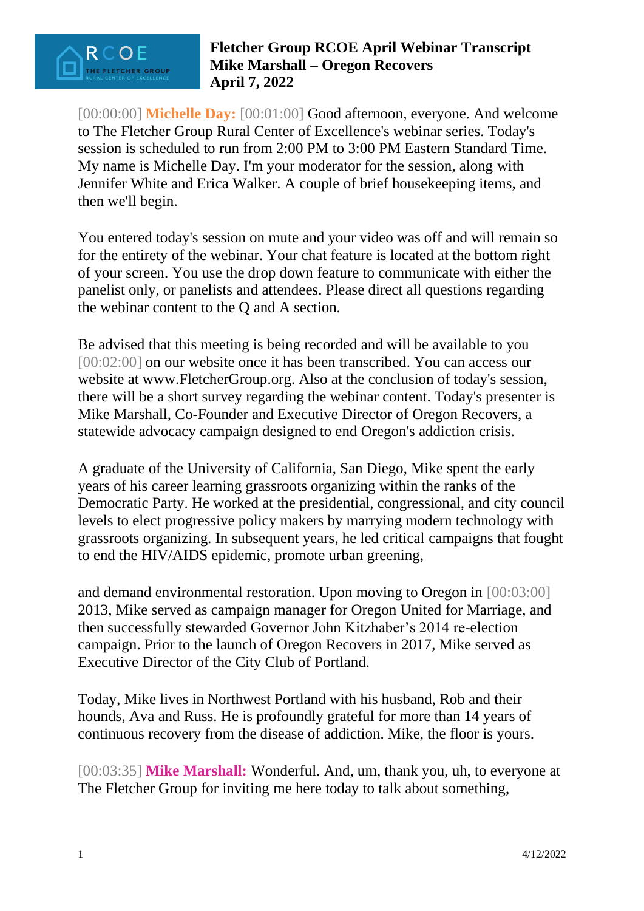# Fletcher Group RCOE April Webinar Transcript
# Mike Marshall – Oregon Recovers
# April 7, 2022

[00:00:00] **Michelle Day:** [00:01:00] Good afternoon, everyone. And welcome to The Fletcher Group Rural Center of Excellence's webinar series. Today's session is scheduled to run from 2:00 PM to 3:00 PM Eastern Standard Time. My name is Michelle Day. I'm your moderator for the session, along with Jennifer White and Erica Walker. A couple of brief housekeeping items, and then we'll begin.

You entered today's session on mute and your video was off and will remain so for the entirety of the webinar. Your chat feature is located at the bottom right of your screen. You use the drop down feature to communicate with either the panelist only, or panelists and attendees. Please direct all questions regarding the webinar content to the Q and A section.

Be advised that this meeting is being recorded and will be available to you [00:02:00] on our website once it has been transcribed. You can access our website at www.FletcherGroup.org. Also at the conclusion of today's session, there will be a short survey regarding the webinar content. Today's presenter is Mike Marshall, Co-Founder and Executive Director of Oregon Recovers, a statewide advocacy campaign designed to end Oregon's addiction crisis.

A graduate of the University of California, San Diego, Mike spent the early years of his career learning grassroots organizing within the ranks of the Democratic Party. He worked at the presidential, congressional, and city council levels to elect progressive policy makers by marrying modern technology with grassroots organizing. In subsequent years, he led critical campaigns that fought to end the HIV/AIDS epidemic, promote urban greening,

and demand environmental restoration. Upon moving to Oregon in [00:03:00] 2013, Mike served as campaign manager for Oregon United for Marriage, and then successfully stewarded Governor John Kitzhaber's 2014 re-election campaign. Prior to the launch of Oregon Recovers in 2017, Mike served as Executive Director of the City Club of Portland.

Today, Mike lives in Northwest Portland with his husband, Rob and their hounds, Ava and Russ. He is profoundly grateful for more than 14 years of continuous recovery from the disease of addiction. Mike, the floor is yours.

[00:03:35] **Mike Marshall:** Wonderful. And, um, thank you, uh, to everyone at The Fletcher Group for inviting me here today to talk about something,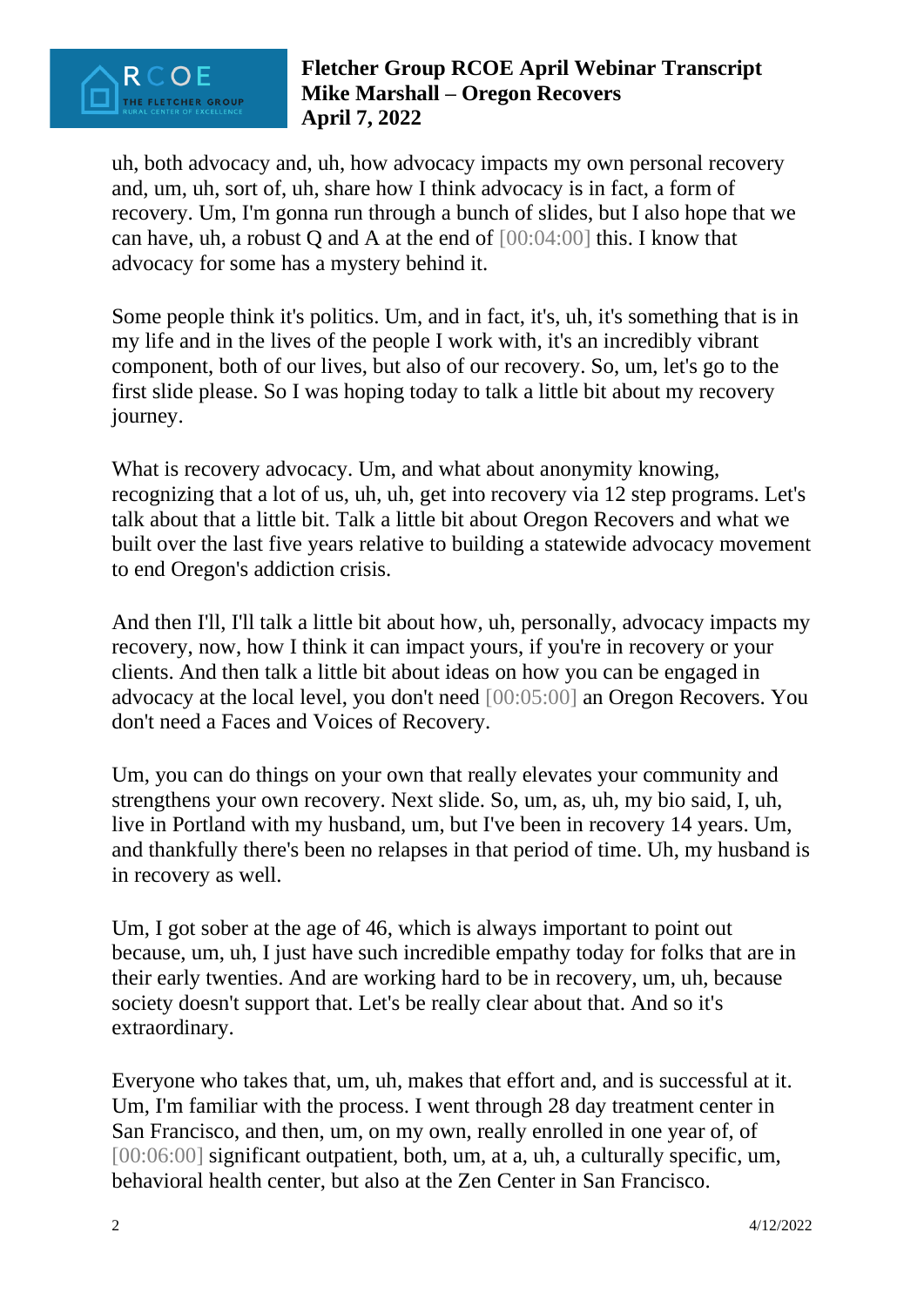uh, both advocacy and, uh, how advocacy impacts my own personal recovery and, um, uh, sort of, uh, share how I think advocacy is in fact, a form of recovery. Um, I'm gonna run through a bunch of slides, but I also hope that we can have, uh, a robust Q and A at the end of [00:04:00] this. I know that advocacy for some has a mystery behind it.

Some people think it's politics. Um, and in fact, it's, uh, it's something that is in my life and in the lives of the people I work with, it's an incredibly vibrant component, both of our lives, but also of our recovery. So, um, let's go to the first slide please. So I was hoping today to talk a little bit about my recovery journey.

What is recovery advocacy. Um, and what about anonymity knowing, recognizing that a lot of us, uh, uh, get into recovery via 12 step programs. Let's talk about that a little bit. Talk a little bit about Oregon Recovers and what we built over the last five years relative to building a statewide advocacy movement to end Oregon's addiction crisis.

And then I'll, I'll talk a little bit about how, uh, personally, advocacy impacts my recovery, now, how I think it can impact yours, if you're in recovery or your clients. And then talk a little bit about ideas on how you can be engaged in advocacy at the local level, you don't need [00:05:00] an Oregon Recovers. You don't need a Faces and Voices of Recovery.

Um, you can do things on your own that really elevates your community and strengthens your own recovery. Next slide. So, um, as, uh, my bio said, I, uh, live in Portland with my husband, um, but I've been in recovery 14 years. Um, and thankfully there's been no relapses in that period of time. Uh, my husband is in recovery as well.

Um, I got sober at the age of 46, which is always important to point out because, um, uh, I just have such incredible empathy today for folks that are in their early twenties. And are working hard to be in recovery, um, uh, because society doesn't support that. Let's be really clear about that. And so it's extraordinary.

Everyone who takes that, um, uh, makes that effort and, and is successful at it. Um, I'm familiar with the process. I went through 28 day treatment center in San Francisco, and then, um, on my own, really enrolled in one year of, of [00:06:00] significant outpatient, both, um, at a, uh, a culturally specific, um, behavioral health center, but also at the Zen Center in San Francisco.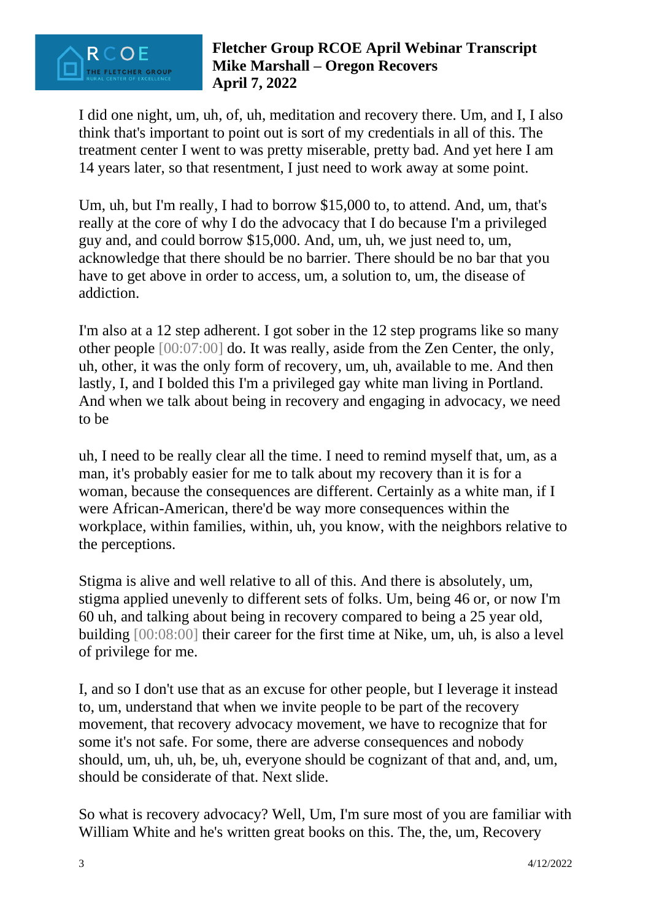I did one night, um, uh, of, uh, meditation and recovery there. Um, and I, I also think that's important to point out is sort of my credentials in all of this. The treatment center I went to was pretty miserable, pretty bad. And yet here I am 14 years later, so that resentment, I just need to work away at some point.

Um, uh, but I'm really, I had to borrow $15,000 to, to attend. And, um, that's really at the core of why I do the advocacy that I do because I'm a privileged guy and, and could borrow $15,000. And, um, uh, we just need to, um, acknowledge that there should be no barrier. There should be no bar that you have to get above in order to access, um, a solution to, um, the disease of addiction.

I'm also at a 12 step adherent. I got sober in the 12 step programs like so many other people [00:07:00] do. It was really, aside from the Zen Center, the only, uh, other, it was the only form of recovery, um, uh, available to me. And then lastly, I, and I bolded this I'm a privileged gay white man living in Portland. And when we talk about being in recovery and engaging in advocacy, we need to be

uh, I need to be really clear all the time. I need to remind myself that, um, as a man, it's probably easier for me to talk about my recovery than it is for a woman, because the consequences are different. Certainly as a white man, if I were African-American, there'd be way more consequences within the workplace, within families, within, uh, you know, with the neighbors relative to the perceptions.

Stigma is alive and well relative to all of this. And there is absolutely, um, stigma applied unevenly to different sets of folks. Um, being 46 or, or now I'm 60 uh, and talking about being in recovery compared to being a 25 year old, building [00:08:00] their career for the first time at Nike, um, uh, is also a level of privilege for me.

I, and so I don't use that as an excuse for other people, but I leverage it instead to, um, understand that when we invite people to be part of the recovery movement, that recovery advocacy movement, we have to recognize that for some it's not safe. For some, there are adverse consequences and nobody should, um, uh, uh, be, uh, everyone should be cognizant of that and, and, um, should be considerate of that. Next slide.

So what is recovery advocacy? Well, Um, I'm sure most of you are familiar with William White and he's written great books on this. The, the, um, Recovery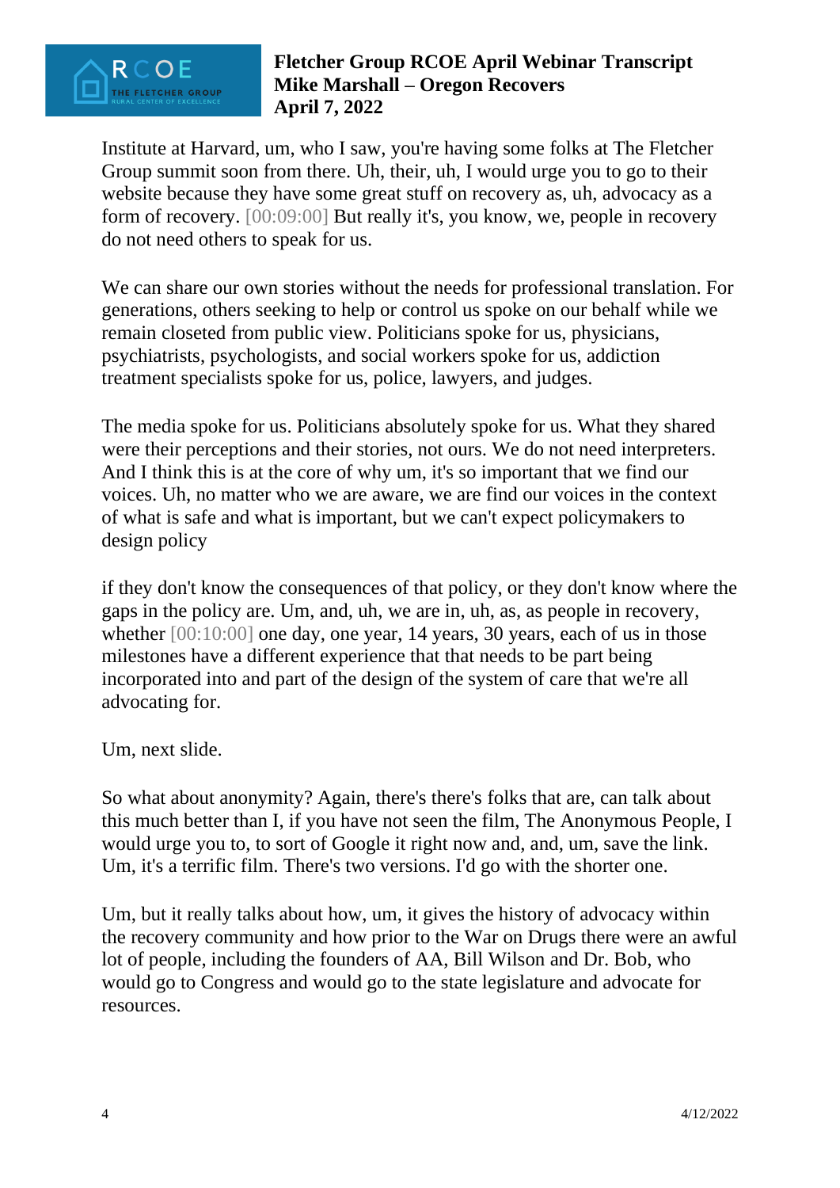Institute at Harvard, um, who I saw, you're having some folks at The Fletcher Group summit soon from there. Uh, their, uh, I would urge you to go to their website because they have some great stuff on recovery as, uh, advocacy as a form of recovery. [00:09:00] But really it's, you know, we, people in recovery do not need others to speak for us.

We can share our own stories without the needs for professional translation. For generations, others seeking to help or control us spoke on our behalf while we remain closeted from public view. Politicians spoke for us, physicians, psychiatrists, psychologists, and social workers spoke for us, addiction treatment specialists spoke for us, police, lawyers, and judges.

The media spoke for us. Politicians absolutely spoke for us. What they shared were their perceptions and their stories, not ours. We do not need interpreters. And I think this is at the core of why um, it's so important that we find our voices. Uh, no matter who we are aware, we are find our voices in the context of what is safe and what is important, but we can't expect policymakers to design policy

if they don't know the consequences of that policy, or they don't know where the gaps in the policy are. Um, and, uh, we are in, uh, as, as people in recovery, whether [00:10:00] one day, one year, 14 years, 30 years, each of us in those milestones have a different experience that that needs to be part being incorporated into and part of the design of the system of care that we're all advocating for.

Um, next slide.

So what about anonymity? Again, there's there's folks that are, can talk about this much better than I, if you have not seen the film, The Anonymous People, I would urge you to, to sort of Google it right now and, and, um, save the link. Um, it's a terrific film. There's two versions. I'd go with the shorter one.

Um, but it really talks about how, um, it gives the history of advocacy within the recovery community and how prior to the War on Drugs there were an awful lot of people, including the founders of AA, Bill Wilson and Dr. Bob, who would go to Congress and would go to the state legislature and advocate for resources.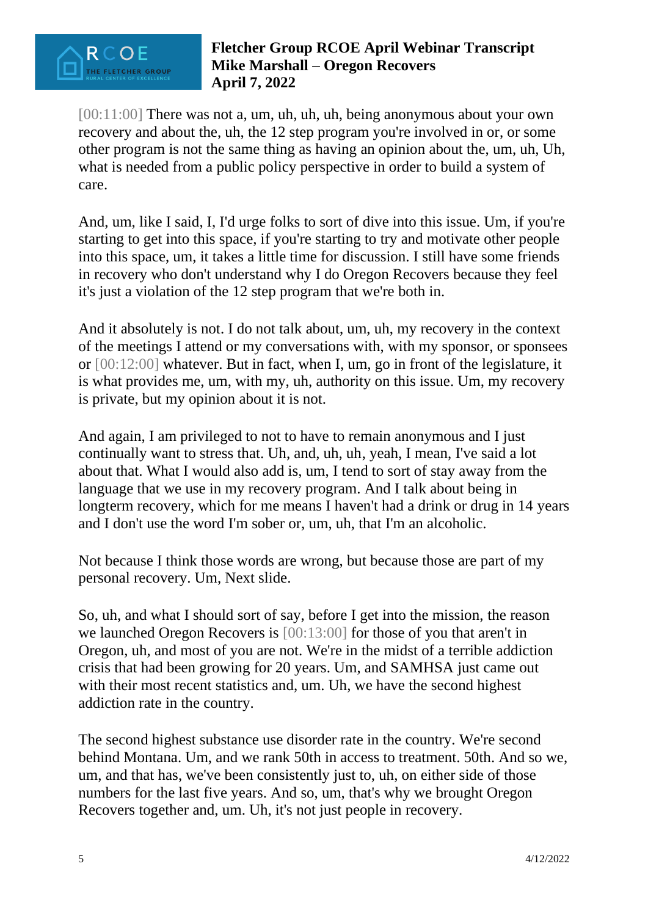[00:11:00] There was not a, um, uh, uh, uh, being anonymous about your own recovery and about the, uh, the 12 step program you're involved in or, or some other program is not the same thing as having an opinion about the, um, uh, Uh, what is needed from a public policy perspective in order to build a system of care.

And, um, like I said, I, I'd urge folks to sort of dive into this issue. Um, if you're starting to get into this space, if you're starting to try and motivate other people into this space, um, it takes a little time for discussion. I still have some friends in recovery who don't understand why I do Oregon Recovers because they feel it's just a violation of the 12 step program that we're both in.

And it absolutely is not. I do not talk about, um, uh, my recovery in the context of the meetings I attend or my conversations with, with my sponsor, or sponsees or [00:12:00] whatever. But in fact, when I, um, go in front of the legislature, it is what provides me, um, with my, uh, authority on this issue. Um, my recovery is private, but my opinion about it is not.

And again, I am privileged to not to have to remain anonymous and I just continually want to stress that. Uh, and, uh, uh, yeah, I mean, I've said a lot about that. What I would also add is, um, I tend to sort of stay away from the language that we use in my recovery program. And I talk about being in longterm recovery, which for me means I haven't had a drink or drug in 14 years and I don't use the word I'm sober or, um, uh, that I'm an alcoholic.

Not because I think those words are wrong, but because those are part of my personal recovery. Um, Next slide.

So, uh, and what I should sort of say, before I get into the mission, the reason we launched Oregon Recovers is [00:13:00] for those of you that aren't in Oregon, uh, and most of you are not. We're in the midst of a terrible addiction crisis that had been growing for 20 years. Um, and SAMHSA just came out with their most recent statistics and, um. Uh, we have the second highest addiction rate in the country.

The second highest substance use disorder rate in the country. We're second behind Montana. Um, and we rank 50th in access to treatment. 50th. And so we, um, and that has, we've been consistently just to, uh, on either side of those numbers for the last five years. And so, um, that's why we brought Oregon Recovers together and, um. Uh, it's not just people in recovery.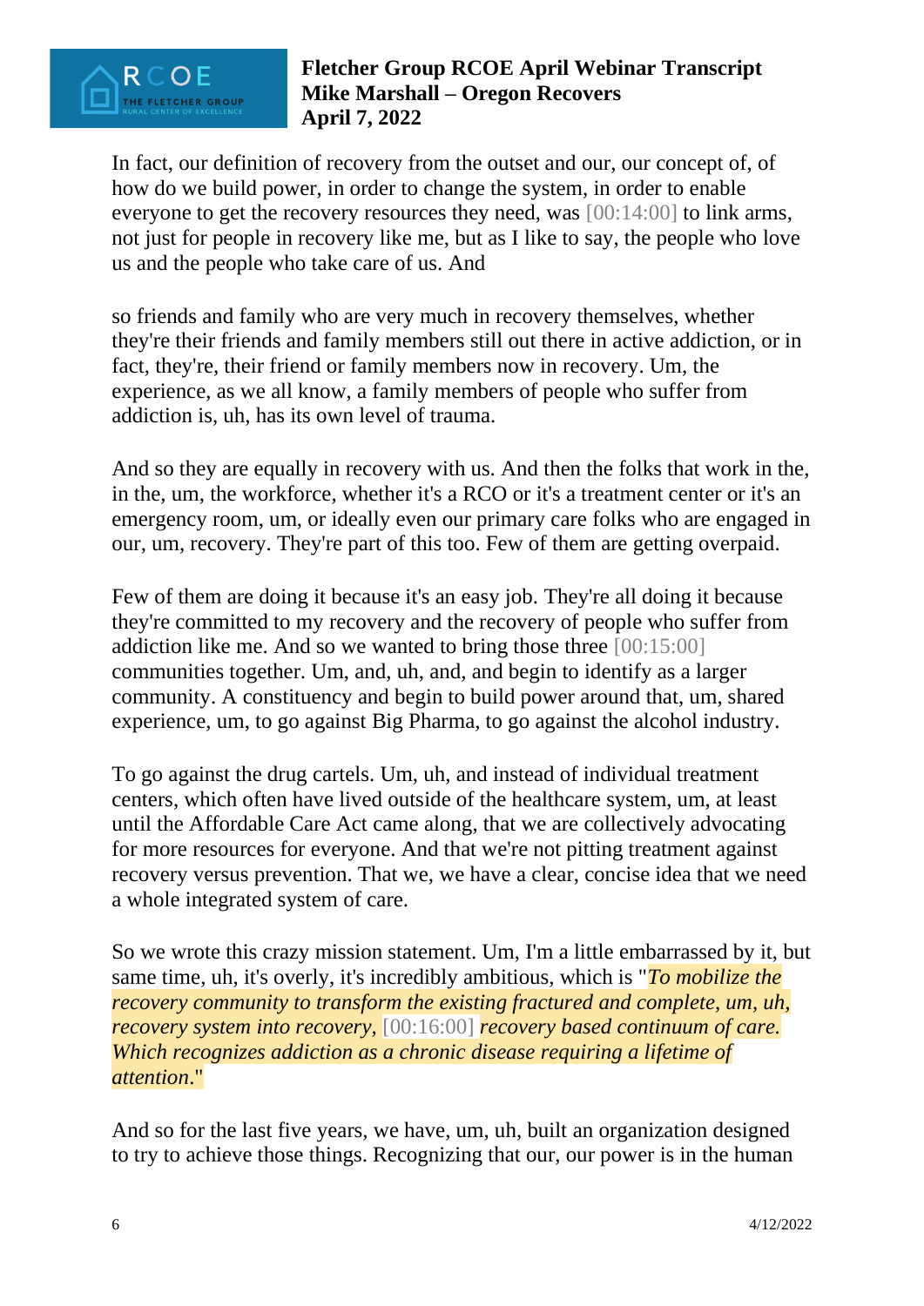In fact, our definition of recovery from the outset and our, our concept of, of how do we build power, in order to change the system, in order to enable everyone to get the recovery resources they need, was [00:14:00] to link arms, not just for people in recovery like me, but as I like to say, the people who love us and the people who take care of us. And

so friends and family who are very much in recovery themselves, whether they're their friends and family members still out there in active addiction, or in fact, they're, their friend or family members now in recovery. Um, the experience, as we all know, a family members of people who suffer from addiction is, uh, has its own level of trauma.

And so they are equally in recovery with us. And then the folks that work in the, in the, um, the workforce, whether it's a RCO or it's a treatment center or it's an emergency room, um, or ideally even our primary care folks who are engaged in our, um, recovery. They're part of this too. Few of them are getting overpaid.

Few of them are doing it because it's an easy job. They're all doing it because they're committed to my recovery and the recovery of people who suffer from addiction like me. And so we wanted to bring those three [00:15:00] communities together. Um, and, uh, and, and begin to identify as a larger community. A constituency and begin to build power around that, um, shared experience, um, to go against Big Pharma, to go against the alcohol industry.

To go against the drug cartels. Um, uh, and instead of individual treatment centers, which often have lived outside of the healthcare system, um, at least until the Affordable Care Act came along, that we are collectively advocating for more resources for everyone. And that we're not pitting treatment against recovery versus prevention. That we, we have a clear, concise idea that we need a whole integrated system of care.

So we wrote this crazy mission statement. Um, I'm a little embarrassed by it, but same time, uh, it's overly, it's incredibly ambitious, which is "*To mobilize the recovery community to transform the existing fractured and complete, um, uh, recovery system into recovery,* [00:16:00] *recovery based continuum of care. Which recognizes addiction as a chronic disease requiring a lifetime of attention*."

And so for the last five years, we have, um, uh, built an organization designed to try to achieve those things. Recognizing that our, our power is in the human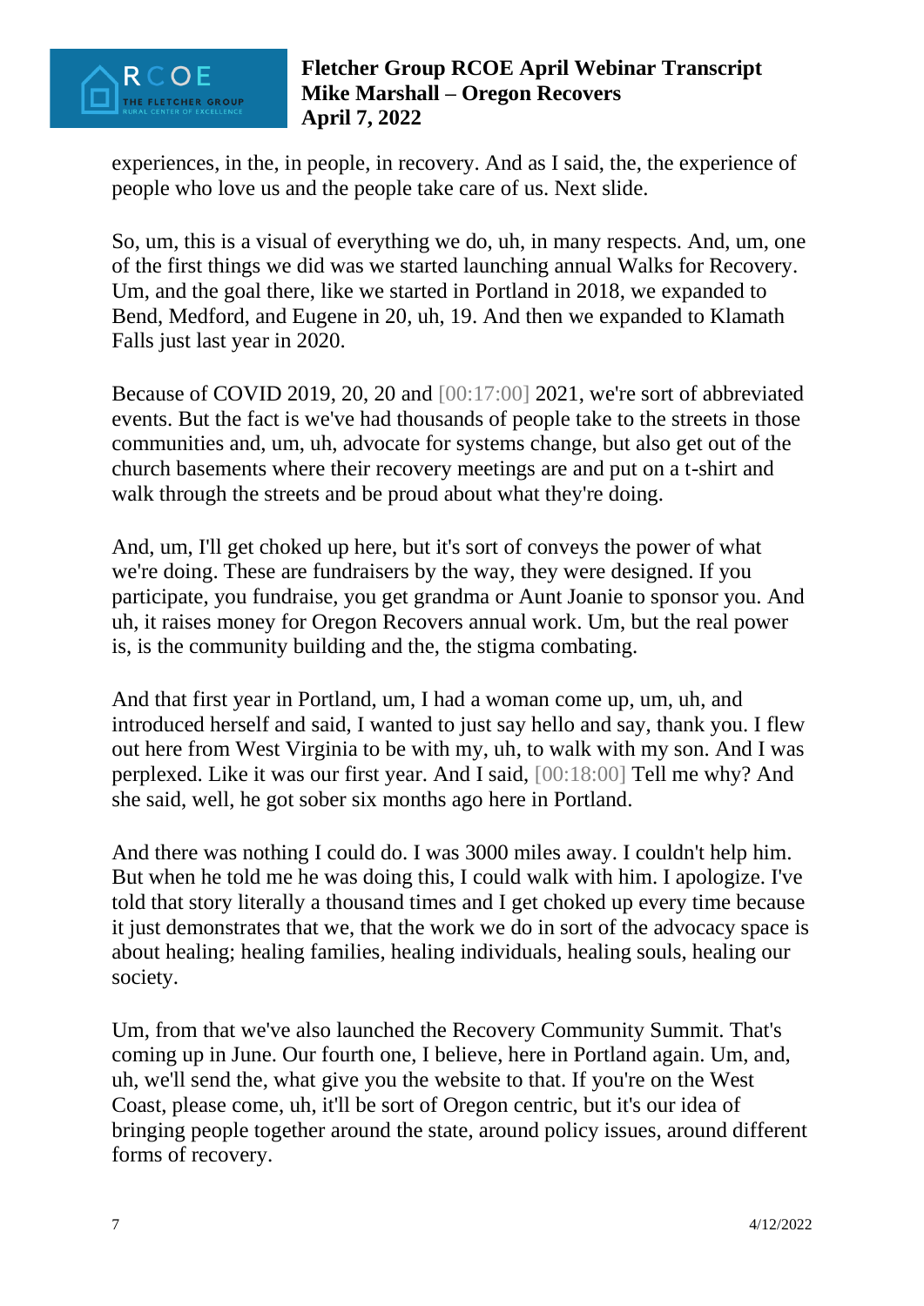experiences, in the, in people, in recovery. And as I said, the, the experience of people who love us and the people take care of us. Next slide.

So, um, this is a visual of everything we do, uh, in many respects. And, um, one of the first things we did was we started launching annual Walks for Recovery. Um, and the goal there, like we started in Portland in 2018, we expanded to Bend, Medford, and Eugene in 20, uh, 19. And then we expanded to Klamath Falls just last year in 2020.

Because of COVID 2019, 20, 20 and [00:17:00] 2021, we're sort of abbreviated events. But the fact is we've had thousands of people take to the streets in those communities and, um, uh, advocate for systems change, but also get out of the church basements where their recovery meetings are and put on a t-shirt and walk through the streets and be proud about what they're doing.

And, um, I'll get choked up here, but it's sort of conveys the power of what we're doing. These are fundraisers by the way, they were designed. If you participate, you fundraise, you get grandma or Aunt Joanie to sponsor you. And uh, it raises money for Oregon Recovers annual work. Um, but the real power is, is the community building and the, the stigma combating.

And that first year in Portland, um, I had a woman come up, um, uh, and introduced herself and said, I wanted to just say hello and say, thank you. I flew out here from West Virginia to be with my, uh, to walk with my son. And I was perplexed. Like it was our first year. And I said, [00:18:00] Tell me why? And she said, well, he got sober six months ago here in Portland.

And there was nothing I could do. I was 3000 miles away. I couldn't help him. But when he told me he was doing this, I could walk with him. I apologize. I've told that story literally a thousand times and I get choked up every time because it just demonstrates that we, that the work we do in sort of the advocacy space is about healing; healing families, healing individuals, healing souls, healing our society.

Um, from that we've also launched the Recovery Community Summit. That's coming up in June. Our fourth one, I believe, here in Portland again. Um, and, uh, we'll send the, what give you the website to that. If you're on the West Coast, please come, uh, it'll be sort of Oregon centric, but it's our idea of bringing people together around the state, around policy issues, around different forms of recovery.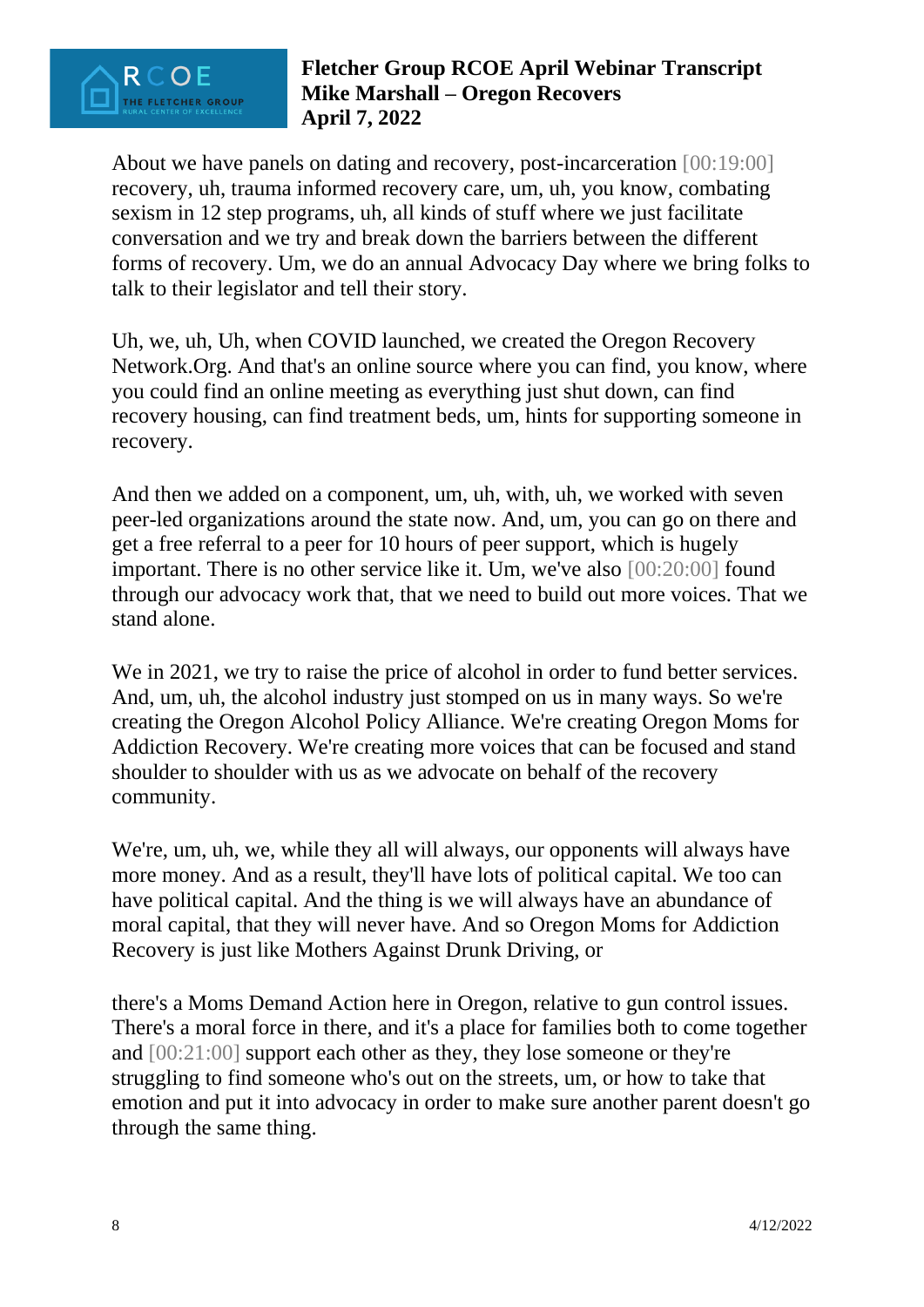About we have panels on dating and recovery, post-incarceration [00:19:00] recovery, uh, trauma informed recovery care, um, uh, you know, combating sexism in 12 step programs, uh, all kinds of stuff where we just facilitate conversation and we try and break down the barriers between the different forms of recovery. Um, we do an annual Advocacy Day where we bring folks to talk to their legislator and tell their story.

Uh, we, uh, Uh, when COVID launched, we created the Oregon Recovery Network.Org. And that's an online source where you can find, you know, where you could find an online meeting as everything just shut down, can find recovery housing, can find treatment beds, um, hints for supporting someone in recovery.

And then we added on a component, um, uh, with, uh, we worked with seven peer-led organizations around the state now. And, um, you can go on there and get a free referral to a peer for 10 hours of peer support, which is hugely important. There is no other service like it. Um, we've also [00:20:00] found through our advocacy work that, that we need to build out more voices. That we stand alone.

We in 2021, we try to raise the price of alcohol in order to fund better services. And, um, uh, the alcohol industry just stomped on us in many ways. So we're creating the Oregon Alcohol Policy Alliance. We're creating Oregon Moms for Addiction Recovery. We're creating more voices that can be focused and stand shoulder to shoulder with us as we advocate on behalf of the recovery community.

We're, um, uh, we, while they all will always, our opponents will always have more money. And as a result, they'll have lots of political capital. We too can have political capital. And the thing is we will always have an abundance of moral capital, that they will never have. And so Oregon Moms for Addiction Recovery is just like Mothers Against Drunk Driving, or

there's a Moms Demand Action here in Oregon, relative to gun control issues. There's a moral force in there, and it's a place for families both to come together and [00:21:00] support each other as they, they lose someone or they're struggling to find someone who's out on the streets, um, or how to take that emotion and put it into advocacy in order to make sure another parent doesn't go through the same thing.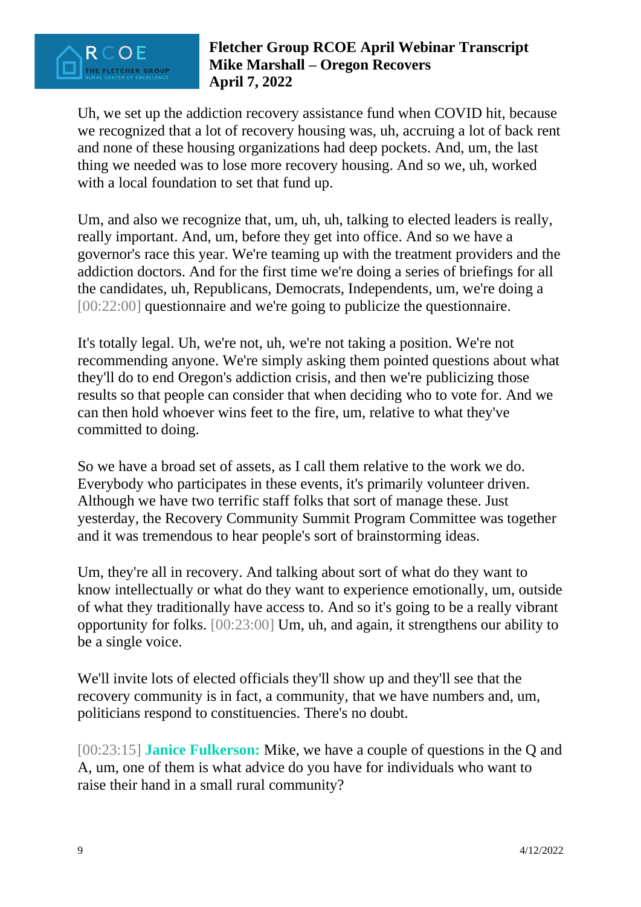Uh, we set up the addiction recovery assistance fund when COVID hit, because we recognized that a lot of recovery housing was, uh, accruing a lot of back rent and none of these housing organizations had deep pockets. And, um, the last thing we needed was to lose more recovery housing. And so we, uh, worked with a local foundation to set that fund up.

Um, and also we recognize that, um, uh, uh, talking to elected leaders is really, really important. And, um, before they get into office. And so we have a governor's race this year. We're teaming up with the treatment providers and the addiction doctors. And for the first time we're doing a series of briefings for all the candidates, uh, Republicans, Democrats, Independents, um, we're doing a [00:22:00] questionnaire and we're going to publicize the questionnaire.

It's totally legal. Uh, we're not, uh, we're not taking a position. We're not recommending anyone. We're simply asking them pointed questions about what they'll do to end Oregon's addiction crisis, and then we're publicizing those results so that people can consider that when deciding who to vote for. And we can then hold whoever wins feet to the fire, um, relative to what they've committed to doing.

So we have a broad set of assets, as I call them relative to the work we do. Everybody who participates in these events, it's primarily volunteer driven. Although we have two terrific staff folks that sort of manage these. Just yesterday, the Recovery Community Summit Program Committee was together and it was tremendous to hear people's sort of brainstorming ideas.

Um, they're all in recovery. And talking about sort of what do they want to know intellectually or what do they want to experience emotionally, um, outside of what they traditionally have access to. And so it's going to be a really vibrant opportunity for folks. [00:23:00] Um, uh, and again, it strengthens our ability to be a single voice.

We'll invite lots of elected officials they'll show up and they'll see that the recovery community is in fact, a community, that we have numbers and, um, politicians respond to constituencies. There's no doubt.

[00:23:15] **Janice Fulkerson:** Mike, we have a couple of questions in the Q and A, um, one of them is what advice do you have for individuals who want to raise their hand in a small rural community?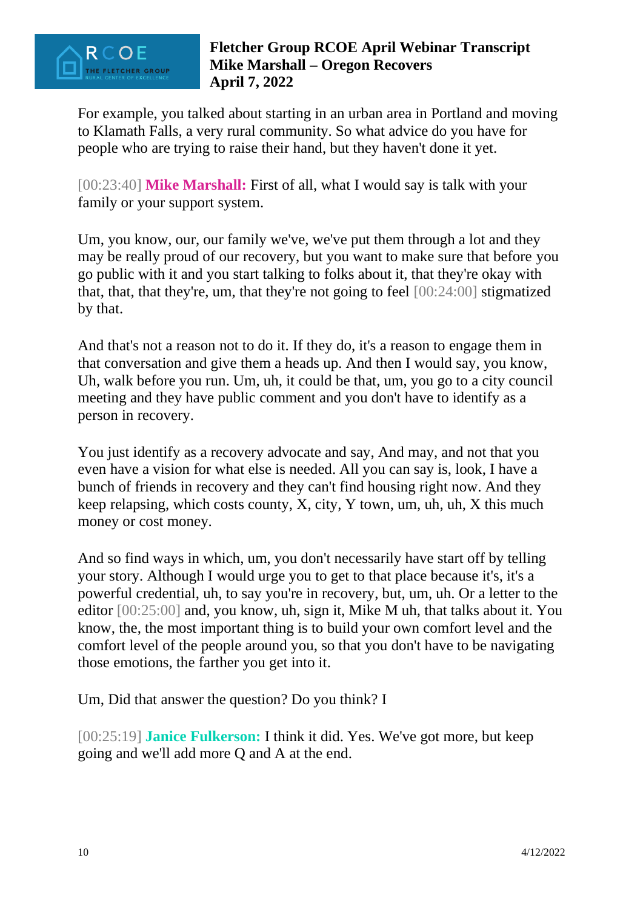For example, you talked about starting in an urban area in Portland and moving to Klamath Falls, a very rural community. So what advice do you have for people who are trying to raise their hand, but they haven't done it yet.

[00:23:40] **Mike Marshall:** First of all, what I would say is talk with your family or your support system.

Um, you know, our, our family we've, we've put them through a lot and they may be really proud of our recovery, but you want to make sure that before you go public with it and you start talking to folks about it, that they're okay with that, that, that they're, um, that they're not going to feel [00:24:00] stigmatized by that.

And that's not a reason not to do it. If they do, it's a reason to engage them in that conversation and give them a heads up. And then I would say, you know, Uh, walk before you run. Um, uh, it could be that, um, you go to a city council meeting and they have public comment and you don't have to identify as a person in recovery.

You just identify as a recovery advocate and say, And may, and not that you even have a vision for what else is needed. All you can say is, look, I have a bunch of friends in recovery and they can't find housing right now. And they keep relapsing, which costs county, X, city, Y town, um, uh, uh, X this much money or cost money.

And so find ways in which, um, you don't necessarily have start off by telling your story. Although I would urge you to get to that place because it's, it's a powerful credential, uh, to say you're in recovery, but, um, uh. Or a letter to the editor [00:25:00] and, you know, uh, sign it, Mike M uh, that talks about it. You know, the, the most important thing is to build your own comfort level and the comfort level of the people around you, so that you don't have to be navigating those emotions, the farther you get into it.

Um, Did that answer the question? Do you think? I

[00:25:19] **Janice Fulkerson:** I think it did. Yes. We've got more, but keep going and we'll add more Q and A at the end.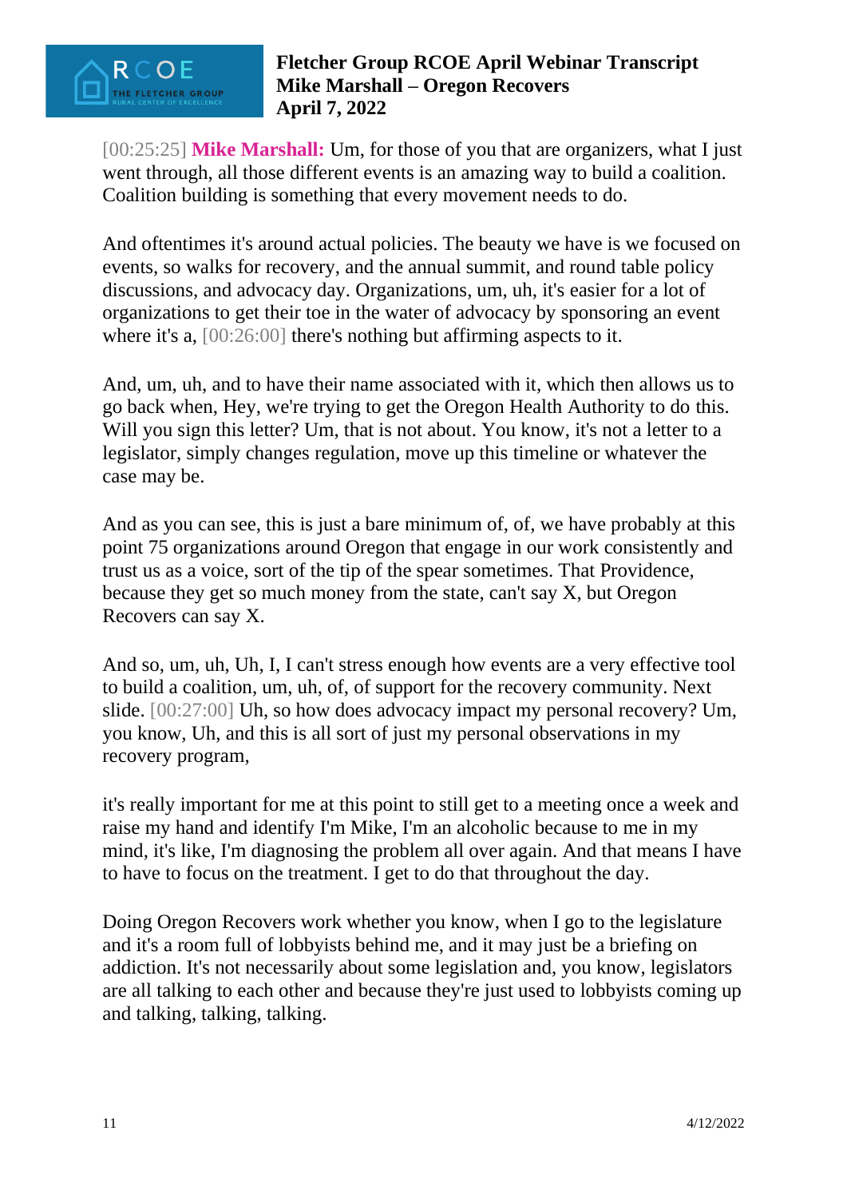[00:25:25] **Mike Marshall:** Um, for those of you that are organizers, what I just went through, all those different events is an amazing way to build a coalition. Coalition building is something that every movement needs to do.

And oftentimes it's around actual policies. The beauty we have is we focused on events, so walks for recovery, and the annual summit, and round table policy discussions, and advocacy day. Organizations, um, uh, it's easier for a lot of organizations to get their toe in the water of advocacy by sponsoring an event where it's a, [00:26:00] there's nothing but affirming aspects to it.

And, um, uh, and to have their name associated with it, which then allows us to go back when, Hey, we're trying to get the Oregon Health Authority to do this. Will you sign this letter? Um, that is not about. You know, it's not a letter to a legislator, simply changes regulation, move up this timeline or whatever the case may be.

And as you can see, this is just a bare minimum of, of, we have probably at this point 75 organizations around Oregon that engage in our work consistently and trust us as a voice, sort of the tip of the spear sometimes. That Providence, because they get so much money from the state, can't say X, but Oregon Recovers can say X.

And so, um, uh, Uh, I, I can't stress enough how events are a very effective tool to build a coalition, um, uh, of, of support for the recovery community. Next slide. [00:27:00] Uh, so how does advocacy impact my personal recovery? Um, you know, Uh, and this is all sort of just my personal observations in my recovery program,

it's really important for me at this point to still get to a meeting once a week and raise my hand and identify I'm Mike, I'm an alcoholic because to me in my mind, it's like, I'm diagnosing the problem all over again. And that means I have to have to focus on the treatment. I get to do that throughout the day.

Doing Oregon Recovers work whether you know, when I go to the legislature and it's a room full of lobbyists behind me, and it may just be a briefing on addiction. It's not necessarily about some legislation and, you know, legislators are all talking to each other and because they're just used to lobbyists coming up and talking, talking, talking.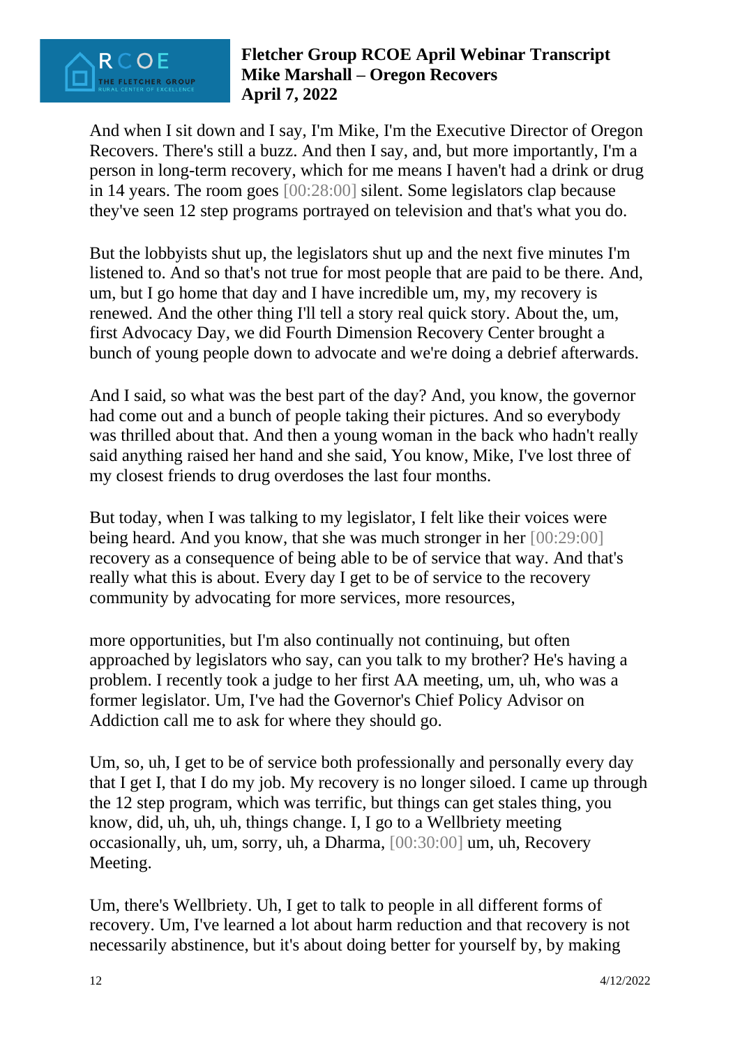And when I sit down and I say, I'm Mike, I'm the Executive Director of Oregon Recovers. There's still a buzz. And then I say, and, but more importantly, I'm a person in long-term recovery, which for me means I haven't had a drink or drug in 14 years. The room goes [00:28:00] silent. Some legislators clap because they've seen 12 step programs portrayed on television and that's what you do.

But the lobbyists shut up, the legislators shut up and the next five minutes I'm listened to. And so that's not true for most people that are paid to be there. And, um, but I go home that day and I have incredible um, my, my recovery is renewed. And the other thing I'll tell a story real quick story. About the, um, first Advocacy Day, we did Fourth Dimension Recovery Center brought a bunch of young people down to advocate and we're doing a debrief afterwards.

And I said, so what was the best part of the day? And, you know, the governor had come out and a bunch of people taking their pictures. And so everybody was thrilled about that. And then a young woman in the back who hadn't really said anything raised her hand and she said, You know, Mike, I've lost three of my closest friends to drug overdoses the last four months.

But today, when I was talking to my legislator, I felt like their voices were being heard. And you know, that she was much stronger in her [00:29:00] recovery as a consequence of being able to be of service that way. And that's really what this is about. Every day I get to be of service to the recovery community by advocating for more services, more resources,

more opportunities, but I'm also continually not continuing, but often approached by legislators who say, can you talk to my brother? He's having a problem. I recently took a judge to her first AA meeting, um, uh, who was a former legislator. Um, I've had the Governor's Chief Policy Advisor on Addiction call me to ask for where they should go.

Um, so, uh, I get to be of service both professionally and personally every day that I get I, that I do my job. My recovery is no longer siloed. I came up through the 12 step program, which was terrific, but things can get stales thing, you know, did, uh, uh, uh, things change. I, I go to a Wellbriety meeting occasionally, uh, um, sorry, uh, a Dharma, [00:30:00] um, uh, Recovery Meeting.

Um, there's Wellbriety. Uh, I get to talk to people in all different forms of recovery. Um, I've learned a lot about harm reduction and that recovery is not necessarily abstinence, but it's about doing better for yourself by, by making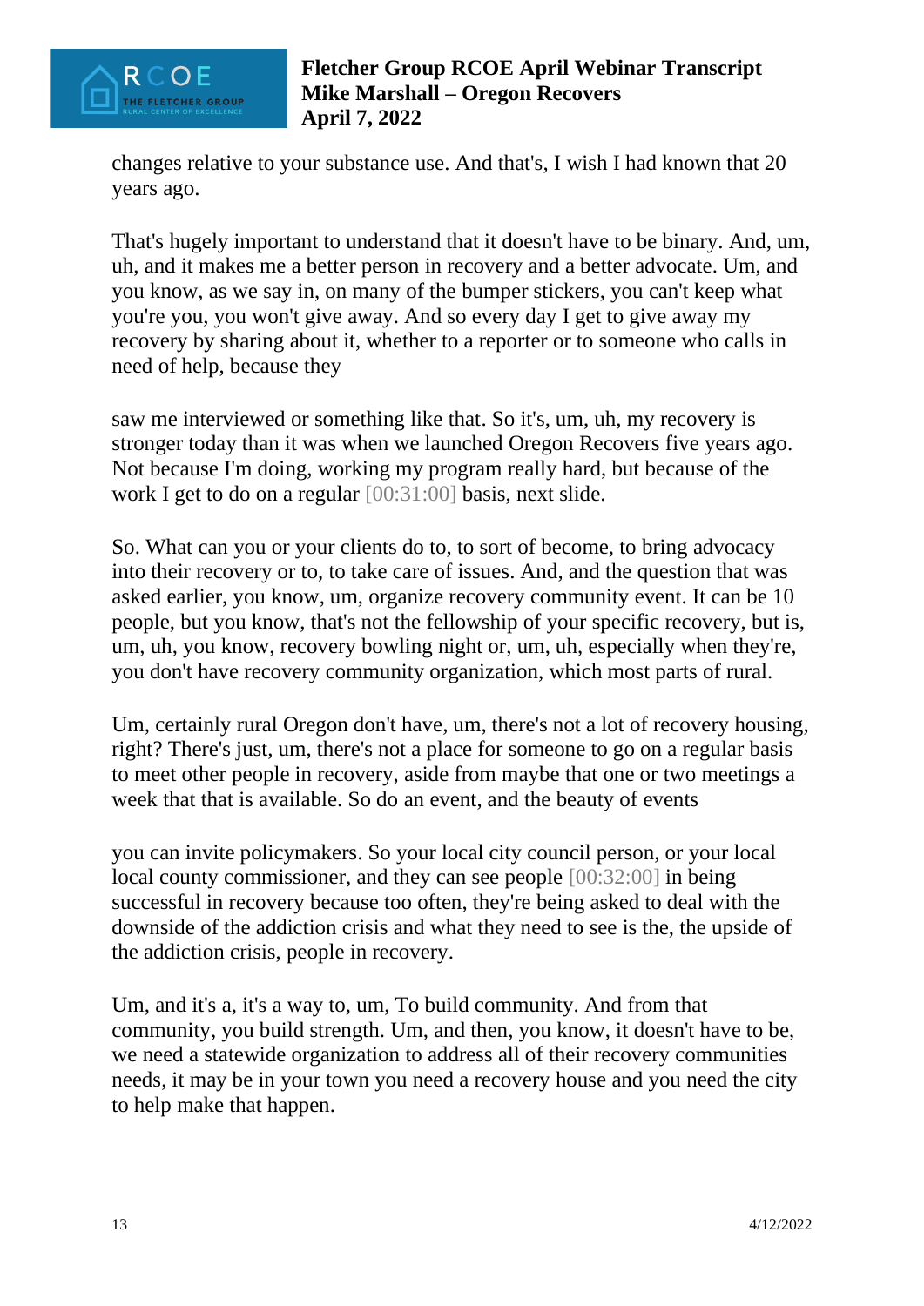changes relative to your substance use. And that's, I wish I had known that 20 years ago.

That's hugely important to understand that it doesn't have to be binary. And, um, uh, and it makes me a better person in recovery and a better advocate. Um, and you know, as we say in, on many of the bumper stickers, you can't keep what you're you, you won't give away. And so every day I get to give away my recovery by sharing about it, whether to a reporter or to someone who calls in need of help, because they

saw me interviewed or something like that. So it's, um, uh, my recovery is stronger today than it was when we launched Oregon Recovers five years ago. Not because I'm doing, working my program really hard, but because of the work I get to do on a regular [00:31:00] basis, next slide.

So. What can you or your clients do to, to sort of become, to bring advocacy into their recovery or to, to take care of issues. And, and the question that was asked earlier, you know, um, organize recovery community event. It can be 10 people, but you know, that's not the fellowship of your specific recovery, but is, um, uh, you know, recovery bowling night or, um, uh, especially when they're, you don't have recovery community organization, which most parts of rural.

Um, certainly rural Oregon don't have, um, there's not a lot of recovery housing, right? There's just, um, there's not a place for someone to go on a regular basis to meet other people in recovery, aside from maybe that one or two meetings a week that that is available. So do an event, and the beauty of events

you can invite policymakers. So your local city council person, or your local local county commissioner, and they can see people [00:32:00] in being successful in recovery because too often, they're being asked to deal with the downside of the addiction crisis and what they need to see is the, the upside of the addiction crisis, people in recovery.

Um, and it's a, it's a way to, um, To build community. And from that community, you build strength. Um, and then, you know, it doesn't have to be, we need a statewide organization to address all of their recovery communities needs, it may be in your town you need a recovery house and you need the city to help make that happen.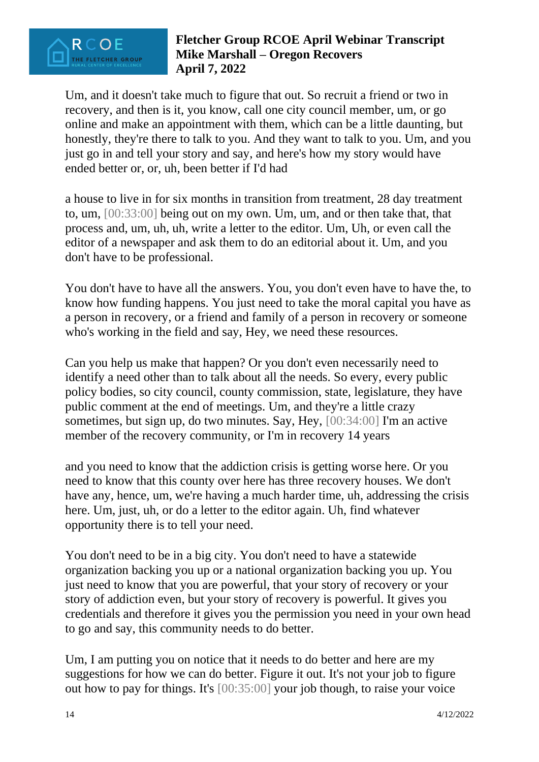Um, and it doesn't take much to figure that out. So recruit a friend or two in recovery, and then is it, you know, call one city council member, um, or go online and make an appointment with them, which can be a little daunting, but honestly, they're there to talk to you. And they want to talk to you. Um, and you just go in and tell your story and say, and here's how my story would have ended better or, or, uh, been better if I'd had

a house to live in for six months in transition from treatment, 28 day treatment to, um, [00:33:00] being out on my own. Um, um, and or then take that, that process and, um, uh, uh, write a letter to the editor. Um, Uh, or even call the editor of a newspaper and ask them to do an editorial about it. Um, and you don't have to be professional.

You don't have to have all the answers. You, you don't even have to have the, to know how funding happens. You just need to take the moral capital you have as a person in recovery, or a friend and family of a person in recovery or someone who's working in the field and say, Hey, we need these resources.

Can you help us make that happen? Or you don't even necessarily need to identify a need other than to talk about all the needs. So every, every public policy bodies, so city council, county commission, state, legislature, they have public comment at the end of meetings. Um, and they're a little crazy sometimes, but sign up, do two minutes. Say, Hey, [00:34:00] I'm an active member of the recovery community, or I'm in recovery 14 years

and you need to know that the addiction crisis is getting worse here. Or you need to know that this county over here has three recovery houses. We don't have any, hence, um, we're having a much harder time, uh, addressing the crisis here. Um, just, uh, or do a letter to the editor again. Uh, find whatever opportunity there is to tell your need.

You don't need to be in a big city. You don't need to have a statewide organization backing you up or a national organization backing you up. You just need to know that you are powerful, that your story of recovery or your story of addiction even, but your story of recovery is powerful. It gives you credentials and therefore it gives you the permission you need in your own head to go and say, this community needs to do better.

Um, I am putting you on notice that it needs to do better and here are my suggestions for how we can do better. Figure it out. It's not your job to figure out how to pay for things. It's [00:35:00] your job though, to raise your voice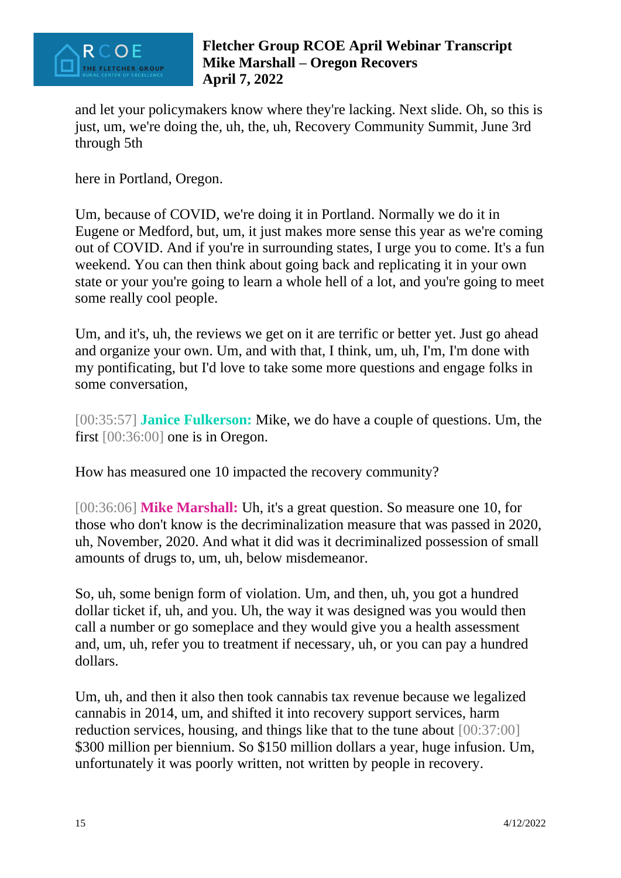and let your policymakers know where they're lacking. Next slide. Oh, so this is just, um, we're doing the, uh, the, uh, Recovery Community Summit, June 3rd through 5th

here in Portland, Oregon.

Um, because of COVID, we're doing it in Portland. Normally we do it in Eugene or Medford, but, um, it just makes more sense this year as we're coming out of COVID. And if you're in surrounding states, I urge you to come. It's a fun weekend. You can then think about going back and replicating it in your own state or your you're going to learn a whole hell of a lot, and you're going to meet some really cool people.

Um, and it's, uh, the reviews we get on it are terrific or better yet. Just go ahead and organize your own. Um, and with that, I think, um, uh, I'm, I'm done with my pontificating, but I'd love to take some more questions and engage folks in some conversation,

[00:35:57] **Janice Fulkerson:** Mike, we do have a couple of questions. Um, the first [00:36:00] one is in Oregon.

How has measured one 10 impacted the recovery community?

[00:36:06] **Mike Marshall:** Uh, it's a great question. So measure one 10, for those who don't know is the decriminalization measure that was passed in 2020, uh, November, 2020. And what it did was it decriminalized possession of small amounts of drugs to, um, uh, below misdemeanor.

So, uh, some benign form of violation. Um, and then, uh, you got a hundred dollar ticket if, uh, and you. Uh, the way it was designed was you would then call a number or go someplace and they would give you a health assessment and, um, uh, refer you to treatment if necessary, uh, or you can pay a hundred dollars.

Um, uh, and then it also then took cannabis tax revenue because we legalized cannabis in 2014, um, and shifted it into recovery support services, harm reduction services, housing, and things like that to the tune about [00:37:00] $300 million per biennium. So $150 million dollars a year, huge infusion. Um, unfortunately it was poorly written, not written by people in recovery.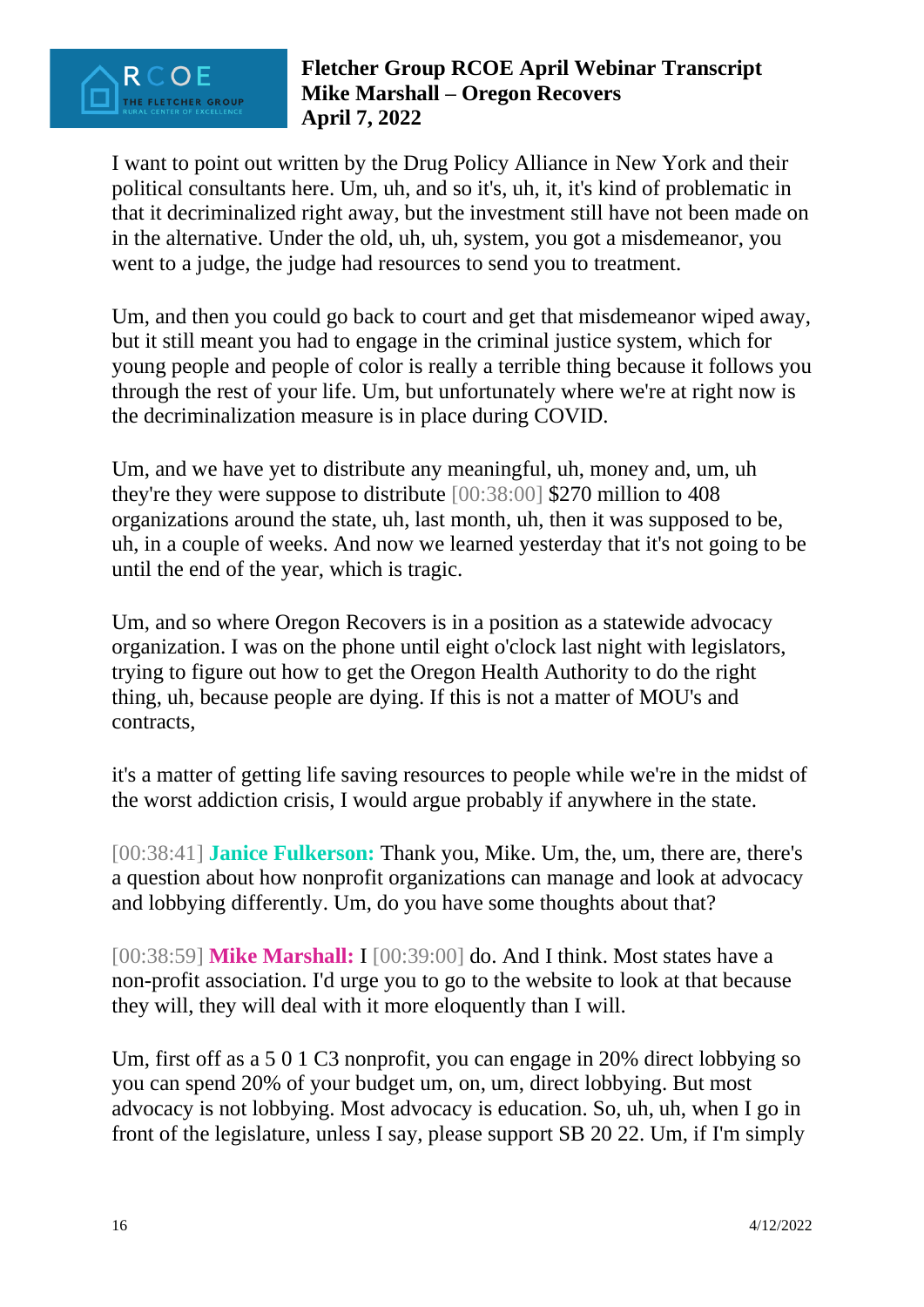I want to point out written by the Drug Policy Alliance in New York and their political consultants here. Um, uh, and so it's, uh, it, it's kind of problematic in that it decriminalized right away, but the investment still have not been made on in the alternative. Under the old, uh, uh, system, you got a misdemeanor, you went to a judge, the judge had resources to send you to treatment.

Um, and then you could go back to court and get that misdemeanor wiped away, but it still meant you had to engage in the criminal justice system, which for young people and people of color is really a terrible thing because it follows you through the rest of your life. Um, but unfortunately where we're at right now is the decriminalization measure is in place during COVID.

Um, and we have yet to distribute any meaningful, uh, money and, um, uh they're they were suppose to distribute [00:38:00] $270 million to 408 organizations around the state, uh, last month, uh, then it was supposed to be, uh, in a couple of weeks. And now we learned yesterday that it's not going to be until the end of the year, which is tragic.

Um, and so where Oregon Recovers is in a position as a statewide advocacy organization. I was on the phone until eight o'clock last night with legislators, trying to figure out how to get the Oregon Health Authority to do the right thing, uh, because people are dying. If this is not a matter of MOU's and contracts,

it's a matter of getting life saving resources to people while we're in the midst of the worst addiction crisis, I would argue probably if anywhere in the state.

[00:38:41] **Janice Fulkerson:** Thank you, Mike. Um, the, um, there are, there's a question about how nonprofit organizations can manage and look at advocacy and lobbying differently. Um, do you have some thoughts about that?

[00:38:59] **Mike Marshall:** I [00:39:00] do. And I think. Most states have a non-profit association. I'd urge you to go to the website to look at that because they will, they will deal with it more eloquently than I will.

Um, first off as a 5 0 1 C3 nonprofit, you can engage in 20% direct lobbying so you can spend 20% of your budget um, on, um, direct lobbying. But most advocacy is not lobbying. Most advocacy is education. So, uh, uh, when I go in front of the legislature, unless I say, please support SB 20 22. Um, if I'm simply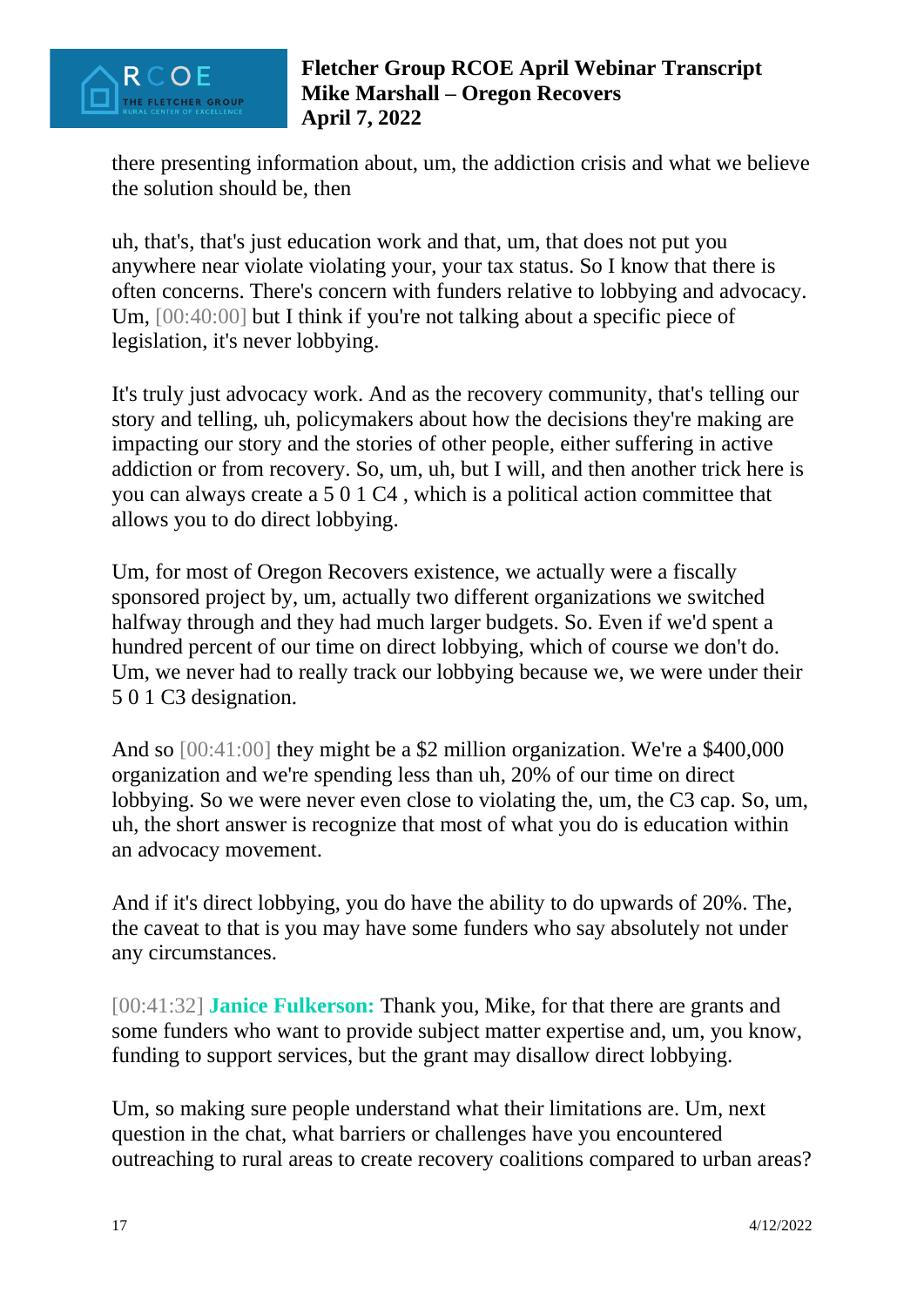there presenting information about, um, the addiction crisis and what we believe the solution should be, then

uh, that's, that's just education work and that, um, that does not put you anywhere near violate violating your, your tax status. So I know that there is often concerns. There's concern with funders relative to lobbying and advocacy. Um, [00:40:00] but I think if you're not talking about a specific piece of legislation, it's never lobbying.

It's truly just advocacy work. And as the recovery community, that's telling our story and telling, uh, policymakers about how the decisions they're making are impacting our story and the stories of other people, either suffering in active addiction or from recovery. So, um, uh, but I will, and then another trick here is you can always create a 5 0 1 C4 , which is a political action committee that allows you to do direct lobbying.

Um, for most of Oregon Recovers existence, we actually were a fiscally sponsored project by, um, actually two different organizations we switched halfway through and they had much larger budgets. So. Even if we'd spent a hundred percent of our time on direct lobbying, which of course we don't do. Um, we never had to really track our lobbying because we, we were under their 5 0 1 C3 designation.

And so [00:41:00] they might be a $2 million organization. We're a $400,000 organization and we're spending less than uh, 20% of our time on direct lobbying. So we were never even close to violating the, um, the C3 cap. So, um, uh, the short answer is recognize that most of what you do is education within an advocacy movement.

And if it's direct lobbying, you do have the ability to do upwards of 20%. The, the caveat to that is you may have some funders who say absolutely not under any circumstances.

[00:41:32] **Janice Fulkerson:** Thank you, Mike, for that there are grants and some funders who want to provide subject matter expertise and, um, you know, funding to support services, but the grant may disallow direct lobbying.

Um, so making sure people understand what their limitations are. Um, next question in the chat, what barriers or challenges have you encountered outreaching to rural areas to create recovery coalitions compared to urban areas?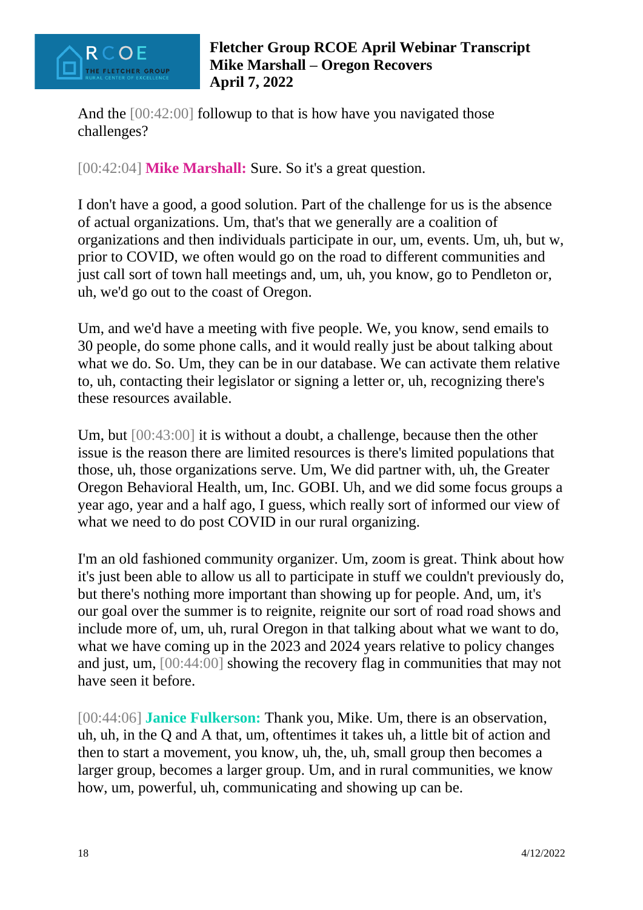And the [00:42:00] followup to that is how have you navigated those challenges?

[00:42:04] **Mike Marshall:** Sure. So it's a great question.

I don't have a good, a good solution. Part of the challenge for us is the absence of actual organizations. Um, that's that we generally are a coalition of organizations and then individuals participate in our, um, events. Um, uh, but w, prior to COVID, we often would go on the road to different communities and just call sort of town hall meetings and, um, uh, you know, go to Pendleton or, uh, we'd go out to the coast of Oregon.

Um, and we'd have a meeting with five people. We, you know, send emails to 30 people, do some phone calls, and it would really just be about talking about what we do. So. Um, they can be in our database. We can activate them relative to, uh, contacting their legislator or signing a letter or, uh, recognizing there's these resources available.

Um, but [00:43:00] it is without a doubt, a challenge, because then the other issue is the reason there are limited resources is there's limited populations that those, uh, those organizations serve. Um, We did partner with, uh, the Greater Oregon Behavioral Health, um, Inc. GOBI. Uh, and we did some focus groups a year ago, year and a half ago, I guess, which really sort of informed our view of what we need to do post COVID in our rural organizing.

I'm an old fashioned community organizer. Um, zoom is great. Think about how it's just been able to allow us all to participate in stuff we couldn't previously do, but there's nothing more important than showing up for people. And, um, it's our goal over the summer is to reignite, reignite our sort of road road shows and include more of, um, uh, rural Oregon in that talking about what we want to do, what we have coming up in the 2023 and 2024 years relative to policy changes and just, um, [00:44:00] showing the recovery flag in communities that may not have seen it before.

[00:44:06] **Janice Fulkerson:** Thank you, Mike. Um, there is an observation, uh, uh, in the Q and A that, um, oftentimes it takes uh, a little bit of action and then to start a movement, you know, uh, the, uh, small group then becomes a larger group, becomes a larger group. Um, and in rural communities, we know how, um, powerful, uh, communicating and showing up can be.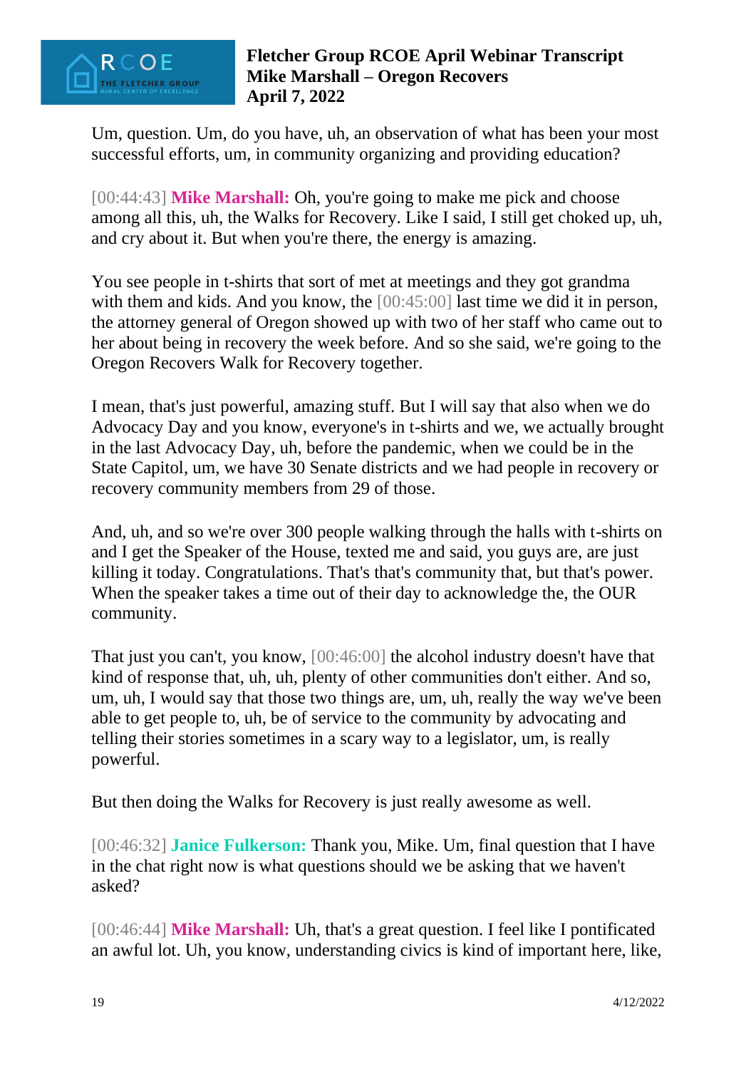Um, question. Um, do you have, uh, an observation of what has been your most successful efforts, um, in community organizing and providing education?

[00:44:43] **Mike Marshall:** Oh, you're going to make me pick and choose among all this, uh, the Walks for Recovery. Like I said, I still get choked up, uh, and cry about it. But when you're there, the energy is amazing.

You see people in t-shirts that sort of met at meetings and they got grandma with them and kids. And you know, the [00:45:00] last time we did it in person, the attorney general of Oregon showed up with two of her staff who came out to her about being in recovery the week before. And so she said, we're going to the Oregon Recovers Walk for Recovery together.

I mean, that's just powerful, amazing stuff. But I will say that also when we do Advocacy Day and you know, everyone's in t-shirts and we, we actually brought in the last Advocacy Day, uh, before the pandemic, when we could be in the State Capitol, um, we have 30 Senate districts and we had people in recovery or recovery community members from 29 of those.

And, uh, and so we're over 300 people walking through the halls with t-shirts on and I get the Speaker of the House, texted me and said, you guys are, are just killing it today. Congratulations. That's that's community that, but that's power. When the speaker takes a time out of their day to acknowledge the, the OUR community.

That just you can't, you know, [00:46:00] the alcohol industry doesn't have that kind of response that, uh, uh, plenty of other communities don't either. And so, um, uh, I would say that those two things are, um, uh, really the way we've been able to get people to, uh, be of service to the community by advocating and telling their stories sometimes in a scary way to a legislator, um, is really powerful.

But then doing the Walks for Recovery is just really awesome as well.

[00:46:32] **Janice Fulkerson:** Thank you, Mike. Um, final question that I have in the chat right now is what questions should we be asking that we haven't asked?

[00:46:44] **Mike Marshall:** Uh, that's a great question. I feel like I pontificated an awful lot. Uh, you know, understanding civics is kind of important here, like,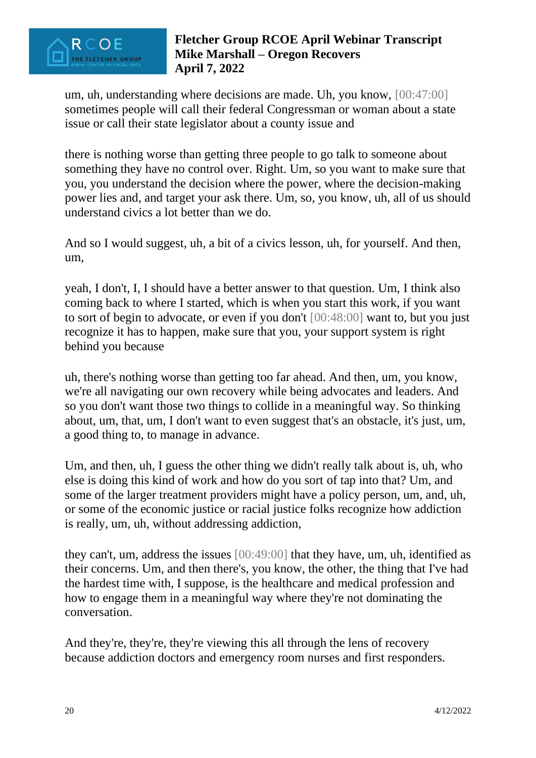um, uh, understanding where decisions are made. Uh, you know, [00:47:00] sometimes people will call their federal Congressman or woman about a state issue or call their state legislator about a county issue and

there is nothing worse than getting three people to go talk to someone about something they have no control over. Right. Um, so you want to make sure that you, you understand the decision where the power, where the decision-making power lies and, and target your ask there. Um, so, you know, uh, all of us should understand civics a lot better than we do.

And so I would suggest, uh, a bit of a civics lesson, uh, for yourself. And then, um,

yeah, I don't, I, I should have a better answer to that question. Um, I think also coming back to where I started, which is when you start this work, if you want to sort of begin to advocate, or even if you don't [00:48:00] want to, but you just recognize it has to happen, make sure that you, your support system is right behind you because

uh, there's nothing worse than getting too far ahead. And then, um, you know, we're all navigating our own recovery while being advocates and leaders. And so you don't want those two things to collide in a meaningful way. So thinking about, um, that, um, I don't want to even suggest that's an obstacle, it's just, um, a good thing to, to manage in advance.

Um, and then, uh, I guess the other thing we didn't really talk about is, uh, who else is doing this kind of work and how do you sort of tap into that? Um, and some of the larger treatment providers might have a policy person, um, and, uh, or some of the economic justice or racial justice folks recognize how addiction is really, um, uh, without addressing addiction,

they can't, um, address the issues [00:49:00] that they have, um, uh, identified as their concerns. Um, and then there's, you know, the other, the thing that I've had the hardest time with, I suppose, is the healthcare and medical profession and how to engage them in a meaningful way where they're not dominating the conversation.

And they're, they're, they're viewing this all through the lens of recovery because addiction doctors and emergency room nurses and first responders.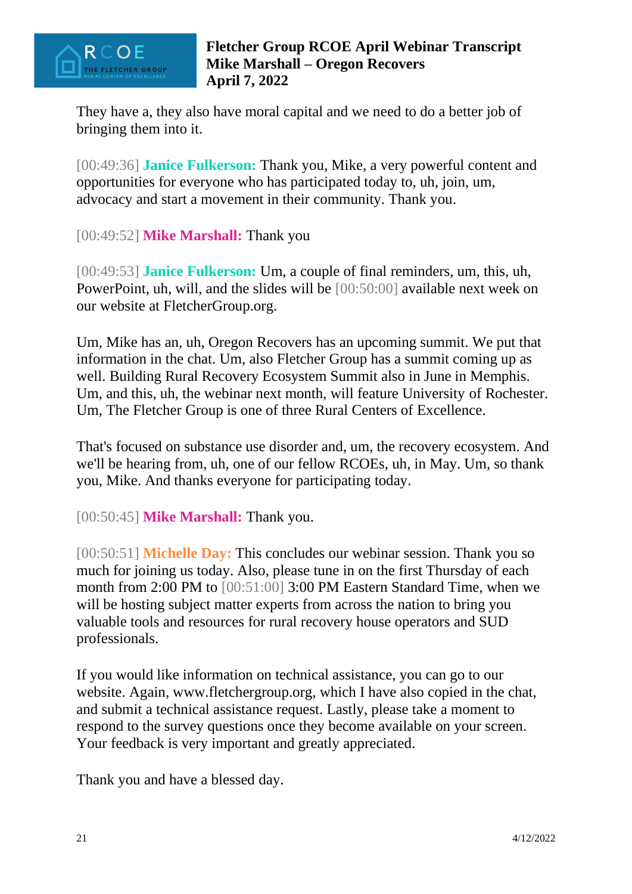They have a, they also have moral capital and we need to do a better job of bringing them into it.

[00:49:36] **Janice Fulkerson:** Thank you, Mike, a very powerful content and opportunities for everyone who has participated today to, uh, join, um, advocacy and start a movement in their community. Thank you.

[00:49:52] **Mike Marshall:** Thank you

[00:49:53] **Janice Fulkerson:** Um, a couple of final reminders, um, this, uh, PowerPoint, uh, will, and the slides will be [00:50:00] available next week on our website at FletcherGroup.org.

Um, Mike has an, uh, Oregon Recovers has an upcoming summit. We put that information in the chat. Um, also Fletcher Group has a summit coming up as well. Building Rural Recovery Ecosystem Summit also in June in Memphis. Um, and this, uh, the webinar next month, will feature University of Rochester. Um, The Fletcher Group is one of three Rural Centers of Excellence.

That's focused on substance use disorder and, um, the recovery ecosystem. And we'll be hearing from, uh, one of our fellow RCOEs, uh, in May. Um, so thank you, Mike. And thanks everyone for participating today.

[00:50:45] **Mike Marshall:** Thank you.

[00:50:51] **Michelle Day:** This concludes our webinar session. Thank you so much for joining us today. Also, please tune in on the first Thursday of each month from 2:00 PM to [00:51:00] 3:00 PM Eastern Standard Time, when we will be hosting subject matter experts from across the nation to bring you valuable tools and resources for rural recovery house operators and SUD professionals.

If you would like information on technical assistance, you can go to our website. Again, www.fletchergroup.org, which I have also copied in the chat, and submit a technical assistance request. Lastly, please take a moment to respond to the survey questions once they become available on your screen. Your feedback is very important and greatly appreciated.

Thank you and have a blessed day.